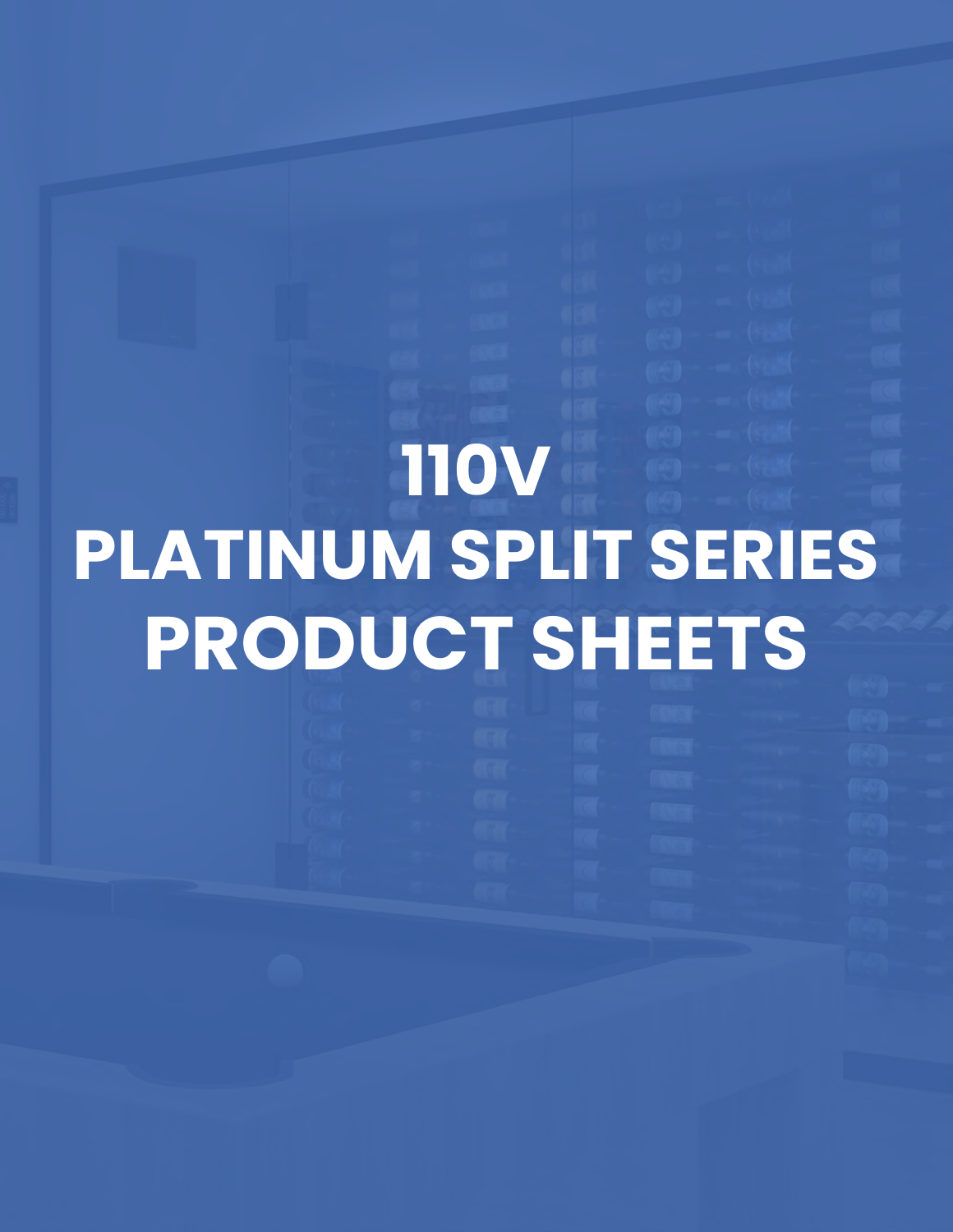# 110V
# PLATINUM SPLIT SERIES
# PRODUCT SHEETS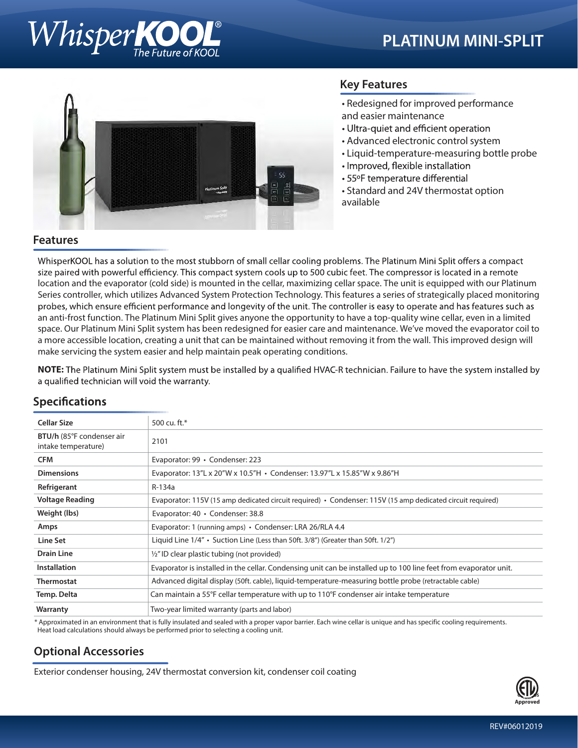# WhisperKOOL® The Future of KOOL

# PLATINUM MINI-SPLIT

## Key Features

- Redesigned for improved performance and easier maintenance
- Ultra-quiet and efficient operation
- Advanced electronic control system
- Liquid-temperature-measuring bottle probe
- Improved, flexible installation
- 55°F temperature differential
- Standard and 24V thermostat option available

## Features

WhisperKOOL has a solution to the most stubborn of small cellar cooling problems. The Platinum Mini Split offers a compact size paired with powerful efficiency. This compact system cools up to 500 cubic feet. The compressor is located in a remote location and the evaporator (cold side) is mounted in the cellar, maximizing cellar space. The unit is equipped with our Platinum Series controller, which utilizes Advanced System Protection Technology. This features a series of strategically placed monitoring probes, which ensure efficient performance and longevity of the unit. The controller is easy to operate and has features such as an anti-frost function. The Platinum Mini Split gives anyone the opportunity to have a top-quality wine cellar, even in a limited space. Our Platinum Mini Split system has been redesigned for easier care and maintenance. We've moved the evaporator coil to a more accessible location, creating a unit that can be maintained without removing it from the wall. This improved design will make servicing the system easier and help maintain peak operating conditions.

**NOTE:** The Platinum Mini Split system must be installed by a qualified HVAC-R technician. Failure to have the system installed by a qualified technician will void the warranty.

## Specifications

| | |
|---|---|
| **Cellar Size** | 500 cu. ft.* |
| **BTU/h** (85°F condenser air intake temperature) | 2101 |
| **CFM** | Evaporator: 99 • Condenser: 223 |
| **Dimensions** | Evaporator: 13"L x 20"W x 10.5"H • Condenser: 13.97"L x 15.85"W x 9.86"H |
| **Refrigerant** | R-134a |
| **Voltage Reading** | Evaporator: 115V (15 amp dedicated circuit required) • Condenser: 115V (15 amp dedicated circuit required) |
| **Weight (lbs)** | Evaporator: 40 • Condenser: 38.8 |
| **Amps** | Evaporator: 1 (running amps) • Condenser: LRA 26/RLA 4.4 |
| **Line Set** | Liquid Line 1/4" • Suction Line (Less than 50ft. 3/8") (Greater than 50ft. 1/2") |
| **Drain Line** | ½" ID clear plastic tubing (not provided) |
| **Installation** | Evaporator is installed in the cellar. Condensing unit can be installed up to 100 line feet from evaporator unit. |
| **Thermostat** | Advanced digital display (50ft. cable), liquid-temperature-measuring bottle probe (retractable cable) |
| **Temp. Delta** | Can maintain a 55°F cellar temperature with up to 110°F condenser air intake temperature |
| **Warranty** | Two-year limited warranty (parts and labor) |

\* Approximated in an environment that is fully insulated and sealed with a proper vapor barrier. Each wine cellar is unique and has specific cooling requirements. Heat load calculations should always be performed prior to selecting a cooling unit.

## Optional Accessories

Exterior condenser housing, 24V thermostat conversion kit, condenser coil coating

REV#06012019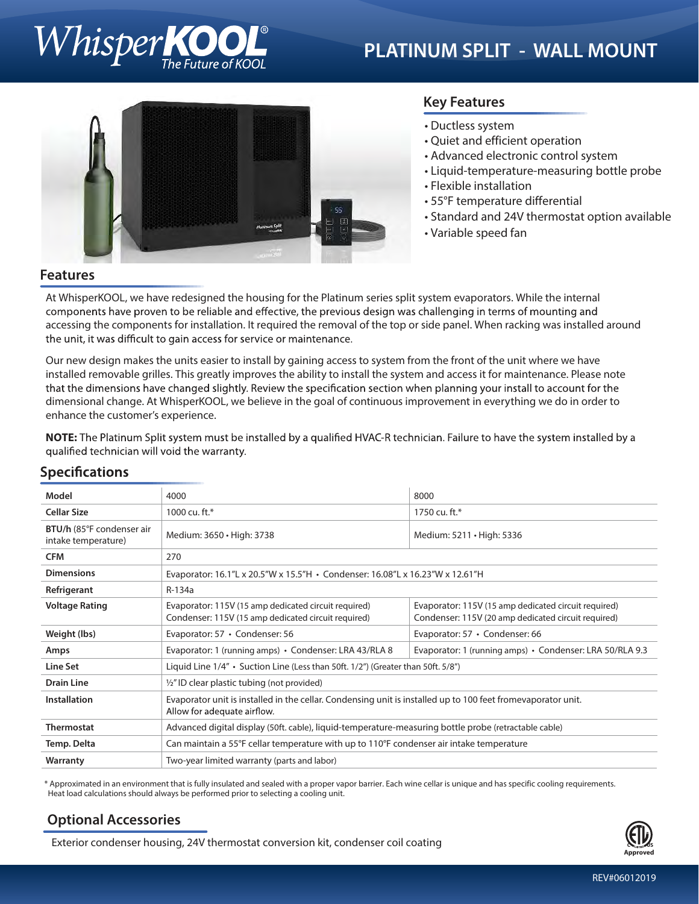# WhisperKOOL® The Future of KOOL

# PLATINUM SPLIT - WALL MOUNT

## Key Features

- Ductless system
- Quiet and efficient operation
- Advanced electronic control system
- Liquid-temperature-measuring bottle probe
- Flexible installation
- 55°F temperature differential
- Standard and 24V thermostat option available
- Variable speed fan

## Features

At WhisperKOOL, we have redesigned the housing for the Platinum series split system evaporators. While the internal components have proven to be reliable and effective, the previous design was challenging in terms of mounting and accessing the components for installation. It required the removal of the top or side panel. When racking was installed around the unit, it was difficult to gain access for service or maintenance.

Our new design makes the units easier to install by gaining access to system from the front of the unit where we have installed removable grilles. This greatly improves the ability to install the system and access it for maintenance. Please note that the dimensions have changed slightly. Review the specification section when planning your install to account for the dimensional change. At WhisperKOOL, we believe in the goal of continuous improvement in everything we do in order to enhance the customer's experience.

**NOTE:** The Platinum Split system must be installed by a qualified HVAC-R technician. Failure to have the system installed by a qualified technician will void the warranty.

## Specifications

| Model | 4000 | 8000 |
|---|---|---|
| **Cellar Size** | 1000 cu. ft.* | 1750 cu. ft.* |
| **BTU/h** (85°F condenser air intake temperature) | Medium: 3650 • High: 3738 | Medium: 5211 • High: 5336 |
| **CFM** | 270 | |
| **Dimensions** | Evaporator: 16.1"L x 20.5"W x 15.5"H • Condenser: 16.08"L x 16.23"W x 12.61"H | |
| **Refrigerant** | R-134a | |
| **Voltage Rating** | Evaporator: 115V (15 amp dedicated circuit required) Condenser: 115V (15 amp dedicated circuit required) | Evaporator: 115V (15 amp dedicated circuit required) Condenser: 115V (20 amp dedicated circuit required) |
| **Weight (lbs)** | Evaporator: 57 • Condenser: 56 | Evaporator: 57 • Condenser: 66 |
| **Amps** | Evaporator: 1 (running amps) • Condenser: LRA 43/RLA 8 | Evaporator: 1 (running amps) • Condenser: LRA 50/RLA 9.3 |
| **Line Set** | Liquid Line 1/4" • Suction Line (Less than 50ft. 1/2") (Greater than 50ft. 5/8") | |
| **Drain Line** | ½" ID clear plastic tubing (not provided) | |
| **Installation** | Evaporator unit is installed in the cellar. Condensing unit is installed up to 100 feet fromevaporator unit. Allow for adequate airflow. | |
| **Thermostat** | Advanced digital display (50ft. cable), liquid-temperature-measuring bottle probe (retractable cable) | |
| **Temp. Delta** | Can maintain a 55°F cellar temperature with up to 110°F condenser air intake temperature | |
| **Warranty** | Two-year limited warranty (parts and labor) | |

\* Approximated in an environment that is fully insulated and sealed with a proper vapor barrier. Each wine cellar is unique and has specific cooling requirements. Heat load calculations should always be performed prior to selecting a cooling unit.

## Optional Accessories

Exterior condenser housing, 24V thermostat conversion kit, condenser coil coating

ETL Approved

REV#06012019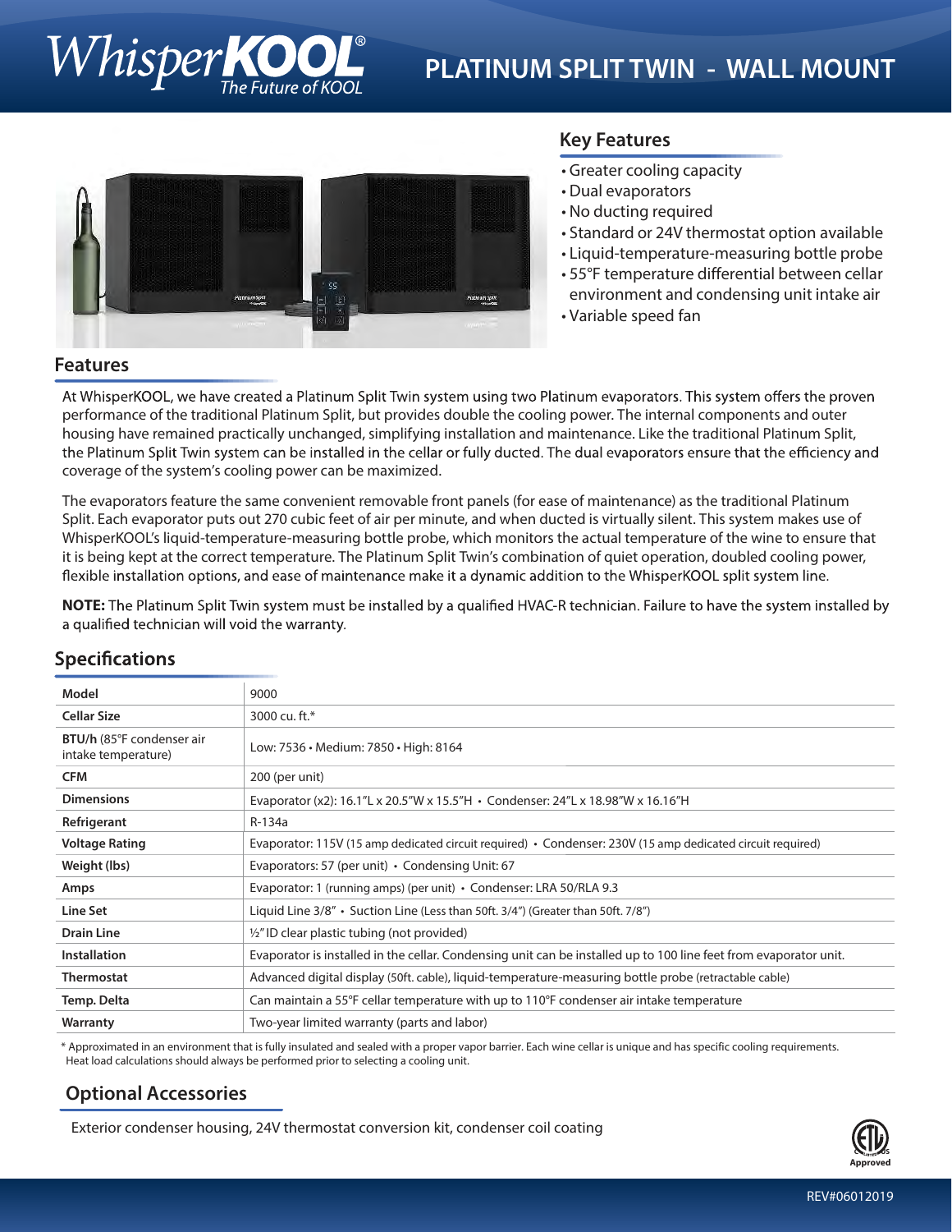# WhisperKOOL® The Future of KOOL

# PLATINUM SPLIT TWIN - WALL MOUNT

## Key Features

- Greater cooling capacity
- Dual evaporators
- No ducting required
- Standard or 24V thermostat option available
- Liquid-temperature-measuring bottle probe
- 55°F temperature differential between cellar environment and condensing unit intake air
- Variable speed fan

## Features

At WhisperKOOL, we have created a Platinum Split Twin system using two Platinum evaporators. This system offers the proven performance of the traditional Platinum Split, but provides double the cooling power. The internal components and outer housing have remained practically unchanged, simplifying installation and maintenance. Like the traditional Platinum Split, the Platinum Split Twin system can be installed in the cellar or fully ducted. The dual evaporators ensure that the efficiency and coverage of the system's cooling power can be maximized.

The evaporators feature the same convenient removable front panels (for ease of maintenance) as the traditional Platinum Split. Each evaporator puts out 270 cubic feet of air per minute, and when ducted is virtually silent. This system makes use of WhisperKOOL's liquid-temperature-measuring bottle probe, which monitors the actual temperature of the wine to ensure that it is being kept at the correct temperature. The Platinum Split Twin's combination of quiet operation, doubled cooling power, flexible installation options, and ease of maintenance make it a dynamic addition to the WhisperKOOL split system line.

**NOTE:** The Platinum Split Twin system must be installed by a qualified HVAC-R technician. Failure to have the system installed by a qualified technician will void the warranty.

## Specifications

| | |
|---|---|
| **Model** | 9000 |
| **Cellar Size** | 3000 cu. ft.* |
| **BTU/h** (85°F condenser air intake temperature) | Low: 7536 • Medium: 7850 • High: 8164 |
| **CFM** | 200 (per unit) |
| **Dimensions** | Evaporator (x2): 16.1"L x 20.5"W x 15.5"H • Condenser: 24"L x 18.98"W x 16.16"H |
| **Refrigerant** | R-134a |
| **Voltage Rating** | Evaporator: 115V (15 amp dedicated circuit required) • Condenser: 230V (15 amp dedicated circuit required) |
| **Weight (lbs)** | Evaporators: 57 (per unit) • Condensing Unit: 67 |
| **Amps** | Evaporator: 1 (running amps) (per unit) • Condenser: LRA 50/RLA 9.3 |
| **Line Set** | Liquid Line 3/8" • Suction Line (Less than 50ft. 3/4") (Greater than 50ft. 7/8") |
| **Drain Line** | ½" ID clear plastic tubing (not provided) |
| **Installation** | Evaporator is installed in the cellar. Condensing unit can be installed up to 100 line feet from evaporator unit. |
| **Thermostat** | Advanced digital display (50ft. cable), liquid-temperature-measuring bottle probe (retractable cable) |
| **Temp. Delta** | Can maintain a 55°F cellar temperature with up to 110°F condenser air intake temperature |
| **Warranty** | Two-year limited warranty (parts and labor) |

\* Approximated in an environment that is fully insulated and sealed with a proper vapor barrier. Each wine cellar is unique and has specific cooling requirements. Heat load calculations should always be performed prior to selecting a cooling unit.

## Optional Accessories

Exterior condenser housing, 24V thermostat conversion kit, condenser coil coating

ETL Approved

REV#06012019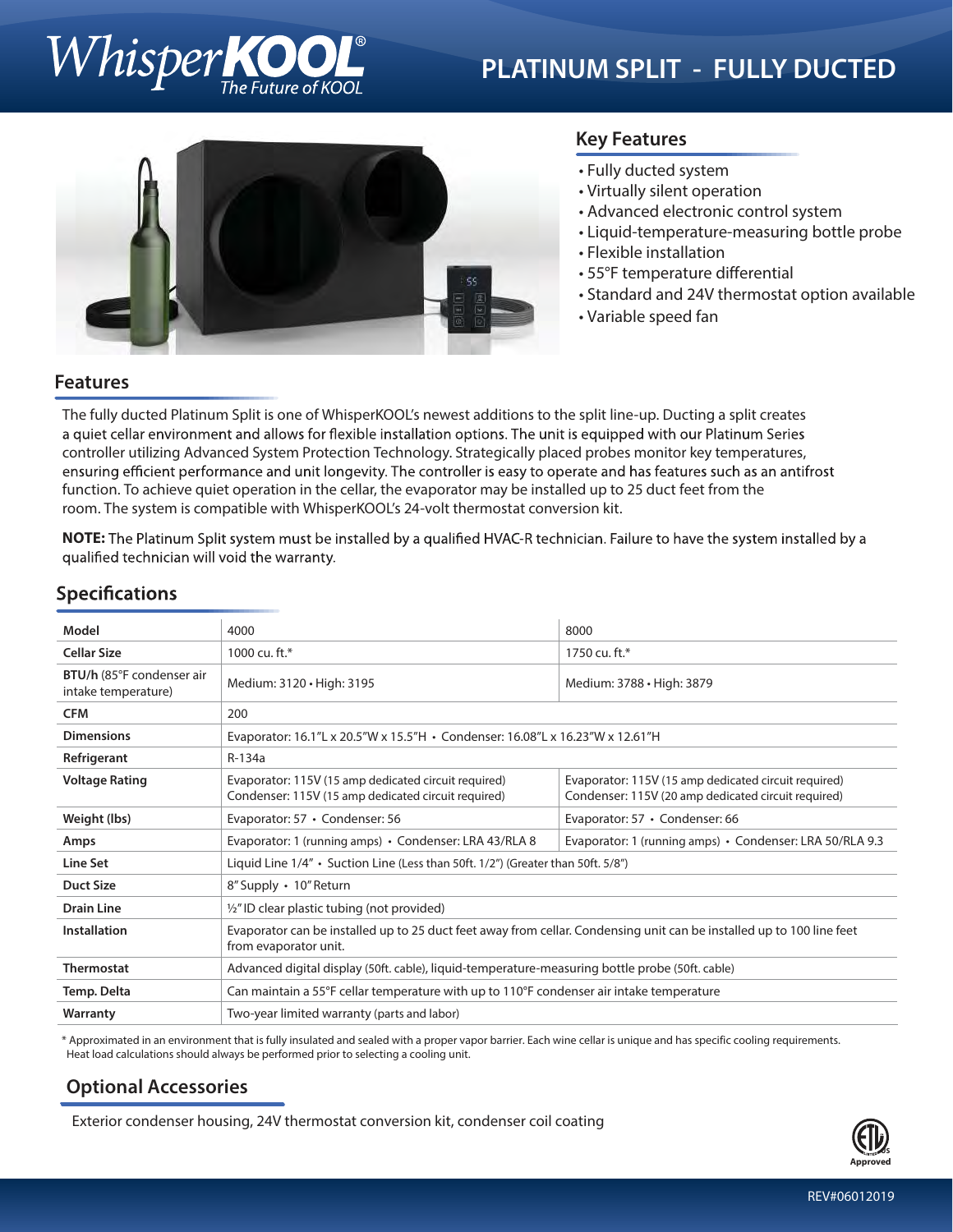# WhisperKOOL® The Future of KOOL

# PLATINUM SPLIT - FULLY DUCTED

## Key Features

- Fully ducted system
- Virtually silent operation
- Advanced electronic control system
- Liquid-temperature-measuring bottle probe
- Flexible installation
- 55°F temperature differential
- Standard and 24V thermostat option available
- Variable speed fan

## Features

The fully ducted Platinum Split is one of WhisperKOOL's newest additions to the split line-up. Ducting a split creates a quiet cellar environment and allows for flexible installation options. The unit is equipped with our Platinum Series controller utilizing Advanced System Protection Technology. Strategically placed probes monitor key temperatures, ensuring efficient performance and unit longevity. The controller is easy to operate and has features such as an antifrost function. To achieve quiet operation in the cellar, the evaporator may be installed up to 25 duct feet from the room. The system is compatible with WhisperKOOL's 24-volt thermostat conversion kit.

**NOTE:** The Platinum Split system must be installed by a qualified HVAC-R technician. Failure to have the system installed by a qualified technician will void the warranty.

## Specifications

| Model | 4000 | 8000 |
|---|---|---|
| Cellar Size | 1000 cu. ft.* | 1750 cu. ft.* |
| BTU/h (85°F condenser air intake temperature) | Medium: 3120 • High: 3195 | Medium: 3788 • High: 3879 |
| CFM | 200 | |
| Dimensions | Evaporator: 16.1"L x 20.5"W x 15.5"H • Condenser: 16.08"L x 16.23"W x 12.61"H | |
| Refrigerant | R-134a | |
| Voltage Rating | Evaporator: 115V (15 amp dedicated circuit required) Condenser: 115V (15 amp dedicated circuit required) | Evaporator: 115V (15 amp dedicated circuit required) Condenser: 115V (20 amp dedicated circuit required) |
| Weight (lbs) | Evaporator: 57 • Condenser: 56 | Evaporator: 57 • Condenser: 66 |
| Amps | Evaporator: 1 (running amps) • Condenser: LRA 43/RLA 8 | Evaporator: 1 (running amps) • Condenser: LRA 50/RLA 9.3 |
| Line Set | Liquid Line 1/4" • Suction Line (Less than 50ft. 1/2") (Greater than 50ft. 5/8") | |
| Duct Size | 8" Supply • 10" Return | |
| Drain Line | ½" ID clear plastic tubing (not provided) | |
| Installation | Evaporator can be installed up to 25 duct feet away from cellar. Condensing unit can be installed up to 100 line feet from evaporator unit. | |
| Thermostat | Advanced digital display (50ft. cable), liquid-temperature-measuring bottle probe (50ft. cable) | |
| Temp. Delta | Can maintain a 55°F cellar temperature with up to 110°F condenser air intake temperature | |
| Warranty | Two-year limited warranty (parts and labor) | |

\* Approximated in an environment that is fully insulated and sealed with a proper vapor barrier. Each wine cellar is unique and has specific cooling requirements. Heat load calculations should always be performed prior to selecting a cooling unit.

## Optional Accessories

Exterior condenser housing, 24V thermostat conversion kit, condenser coil coating

ETL Approved

REV#06012019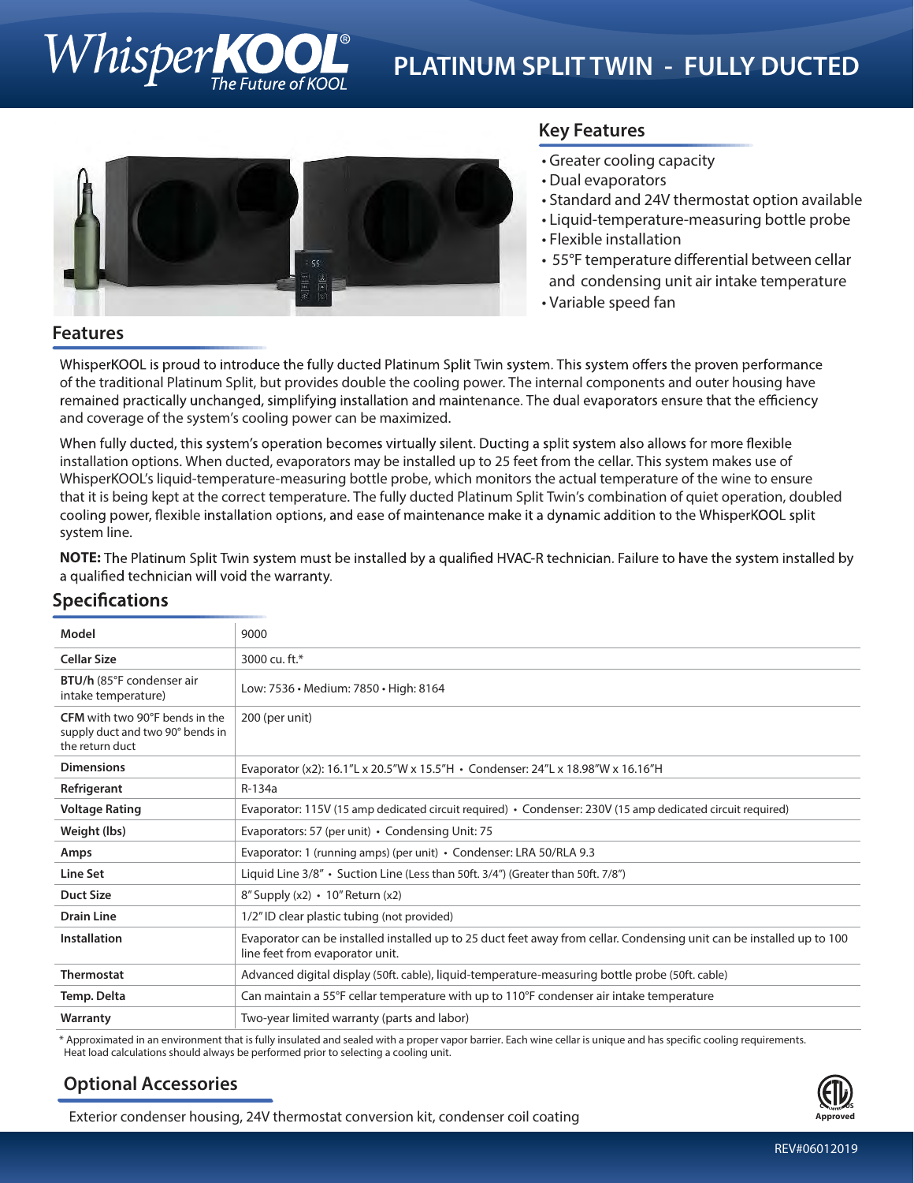# WhisperKOOL® The Future of KOOL

# PLATINUM SPLIT TWIN - FULLY DUCTED

## Key Features

- Greater cooling capacity
- Dual evaporators
- Standard and 24V thermostat option available
- Liquid-temperature-measuring bottle probe
- Flexible installation
- 55°F temperature differential between cellar and condensing unit air intake temperature
- Variable speed fan

## Features

WhisperKOOL is proud to introduce the fully ducted Platinum Split Twin system. This system offers the proven performance of the traditional Platinum Split, but provides double the cooling power. The internal components and outer housing have remained practically unchanged, simplifying installation and maintenance. The dual evaporators ensure that the efficiency and coverage of the system's cooling power can be maximized.

When fully ducted, this system's operation becomes virtually silent. Ducting a split system also allows for more flexible installation options. When ducted, evaporators may be installed up to 25 feet from the cellar. This system makes use of WhisperKOOL's liquid-temperature-measuring bottle probe, which monitors the actual temperature of the wine to ensure that it is being kept at the correct temperature. The fully ducted Platinum Split Twin's combination of quiet operation, doubled cooling power, flexible installation options, and ease of maintenance make it a dynamic addition to the WhisperKOOL split system line.

**NOTE:** The Platinum Split Twin system must be installed by a qualified HVAC-R technician. Failure to have the system installed by a qualified technician will void the warranty.

## Specifications

| | |
|---|---|
| **Model** | 9000 |
| **Cellar Size** | 3000 cu. ft.* |
| **BTU/h** (85°F condenser air intake temperature) | Low: 7536 • Medium: 7850 • High: 8164 |
| **CFM** with two 90°F bends in the supply duct and two 90° bends in the return duct | 200 (per unit) |
| **Dimensions** | Evaporator (x2): 16.1"L x 20.5"W x 15.5"H • Condenser: 24"L x 18.98"W x 16.16"H |
| **Refrigerant** | R-134a |
| **Voltage Rating** | Evaporator: 115V (15 amp dedicated circuit required) • Condenser: 230V (15 amp dedicated circuit required) |
| **Weight (lbs)** | Evaporators: 57 (per unit) • Condensing Unit: 75 |
| **Amps** | Evaporator: 1 (running amps) (per unit) • Condenser: LRA 50/RLA 9.3 |
| **Line Set** | Liquid Line 3/8" • Suction Line (Less than 50ft. 3/4") (Greater than 50ft. 7/8") |
| **Duct Size** | 8" Supply (x2) • 10" Return (x2) |
| **Drain Line** | 1/2" ID clear plastic tubing (not provided) |
| **Installation** | Evaporator can be installed installed up to 25 duct feet away from cellar. Condensing unit can be installed up to 100 line feet from evaporator unit. |
| **Thermostat** | Advanced digital display (50ft. cable), liquid-temperature-measuring bottle probe (50ft. cable) |
| **Temp. Delta** | Can maintain a 55°F cellar temperature with up to 110°F condenser air intake temperature |
| **Warranty** | Two-year limited warranty (parts and labor) |

\* Approximated in an environment that is fully insulated and sealed with a proper vapor barrier. Each wine cellar is unique and has specific cooling requirements. Heat load calculations should always be performed prior to selecting a cooling unit.

## Optional Accessories

Exterior condenser housing, 24V thermostat conversion kit, condenser coil coating

ETL Approved

REV#06012019